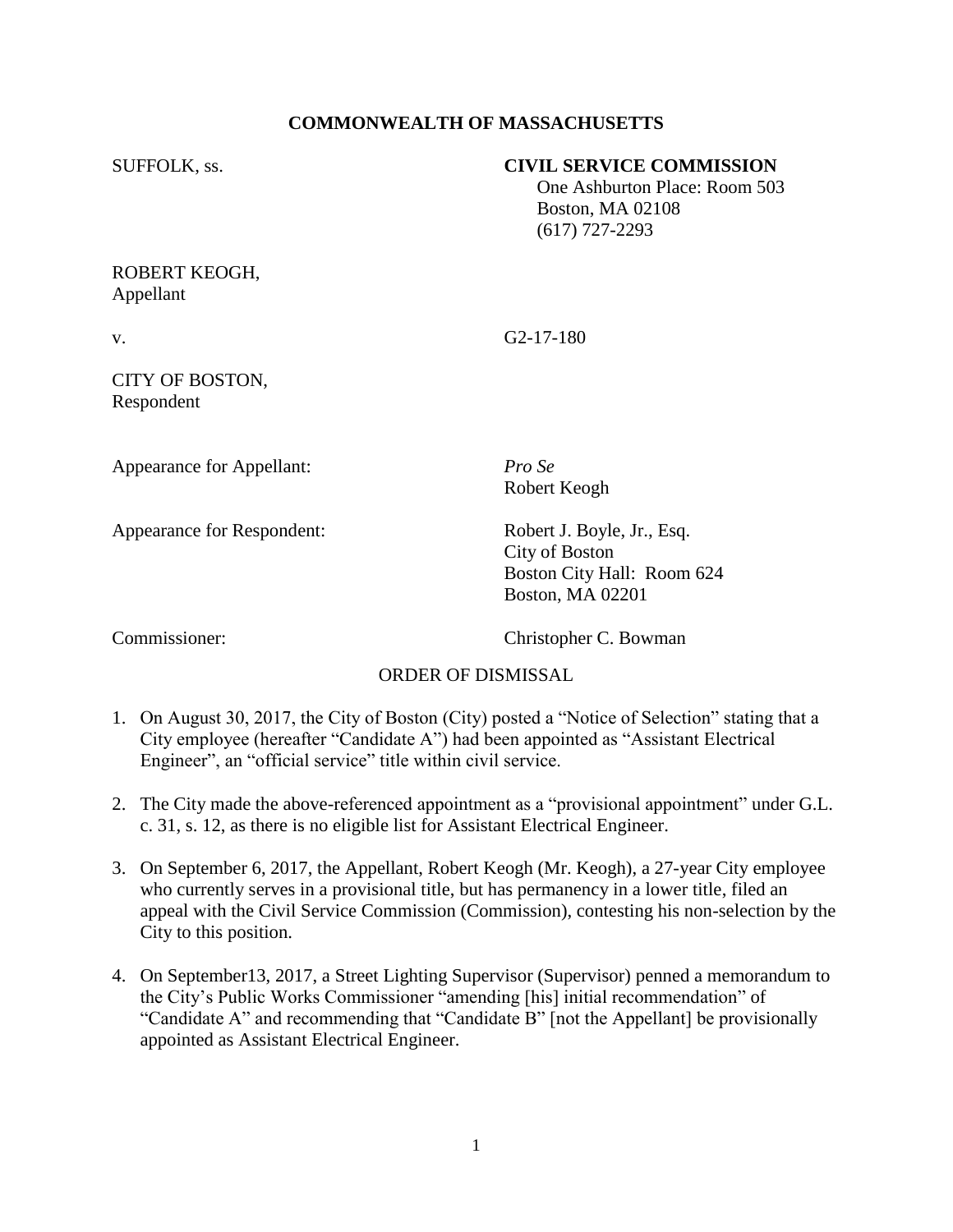## COMMONWEALTH OF MASSACHUSETTS

SUFFOLK, ss.

**CIVIL SERVICE COMMISSION**
One Ashburton Place: Room 503
Boston, MA 02108
(617) 727-2293

ROBERT KEOGH,
Appellant

v.

G2-17-180

CITY OF BOSTON,
Respondent

Appearance for Appellant: *Pro Se*
Robert Keogh

Appearance for Respondent: Robert J. Boyle, Jr., Esq.
City of Boston
Boston City Hall: Room 624
Boston, MA 02201

Commissioner: Christopher C. Bowman

ORDER OF DISMISSAL

1. On August 30, 2017, the City of Boston (City) posted a "Notice of Selection" stating that a City employee (hereafter "Candidate A") had been appointed as "Assistant Electrical Engineer", an "official service" title within civil service.

2. The City made the above-referenced appointment as a "provisional appointment" under G.L. c. 31, s. 12, as there is no eligible list for Assistant Electrical Engineer.

3. On September 6, 2017, the Appellant, Robert Keogh (Mr. Keogh), a 27-year City employee who currently serves in a provisional title, but has permanency in a lower title, filed an appeal with the Civil Service Commission (Commission), contesting his non-selection by the City to this position.

4. On September13, 2017, a Street Lighting Supervisor (Supervisor) penned a memorandum to the City's Public Works Commissioner "amending [his] initial recommendation" of "Candidate A" and recommending that "Candidate B" [not the Appellant] be provisionally appointed as Assistant Electrical Engineer.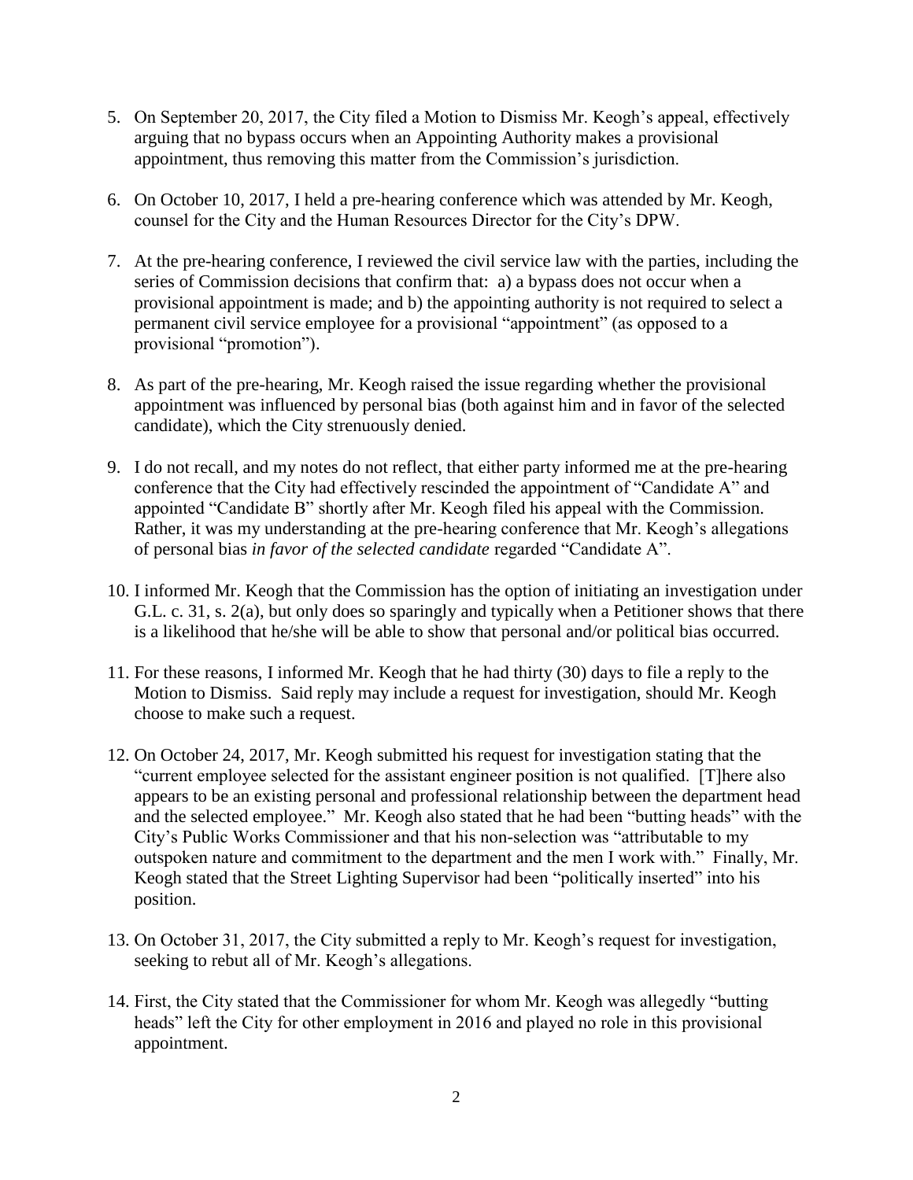5. On September 20, 2017, the City filed a Motion to Dismiss Mr. Keogh's appeal, effectively arguing that no bypass occurs when an Appointing Authority makes a provisional appointment, thus removing this matter from the Commission's jurisdiction.

6. On October 10, 2017, I held a pre-hearing conference which was attended by Mr. Keogh, counsel for the City and the Human Resources Director for the City's DPW.

7. At the pre-hearing conference, I reviewed the civil service law with the parties, including the series of Commission decisions that confirm that: a) a bypass does not occur when a provisional appointment is made; and b) the appointing authority is not required to select a permanent civil service employee for a provisional "appointment" (as opposed to a provisional "promotion").

8. As part of the pre-hearing, Mr. Keogh raised the issue regarding whether the provisional appointment was influenced by personal bias (both against him and in favor of the selected candidate), which the City strenuously denied.

9. I do not recall, and my notes do not reflect, that either party informed me at the pre-hearing conference that the City had effectively rescinded the appointment of "Candidate A" and appointed "Candidate B" shortly after Mr. Keogh filed his appeal with the Commission. Rather, it was my understanding at the pre-hearing conference that Mr. Keogh's allegations of personal bias *in favor of the selected candidate* regarded "Candidate A".

10. I informed Mr. Keogh that the Commission has the option of initiating an investigation under G.L. c. 31, s. 2(a), but only does so sparingly and typically when a Petitioner shows that there is a likelihood that he/she will be able to show that personal and/or political bias occurred.

11. For these reasons, I informed Mr. Keogh that he had thirty (30) days to file a reply to the Motion to Dismiss. Said reply may include a request for investigation, should Mr. Keogh choose to make such a request.

12. On October 24, 2017, Mr. Keogh submitted his request for investigation stating that the "current employee selected for the assistant engineer position is not qualified. [T]here also appears to be an existing personal and professional relationship between the department head and the selected employee." Mr. Keogh also stated that he had been "butting heads" with the City's Public Works Commissioner and that his non-selection was "attributable to my outspoken nature and commitment to the department and the men I work with." Finally, Mr. Keogh stated that the Street Lighting Supervisor had been "politically inserted" into his position.

13. On October 31, 2017, the City submitted a reply to Mr. Keogh's request for investigation, seeking to rebut all of Mr. Keogh's allegations.

14. First, the City stated that the Commissioner for whom Mr. Keogh was allegedly "butting heads" left the City for other employment in 2016 and played no role in this provisional appointment.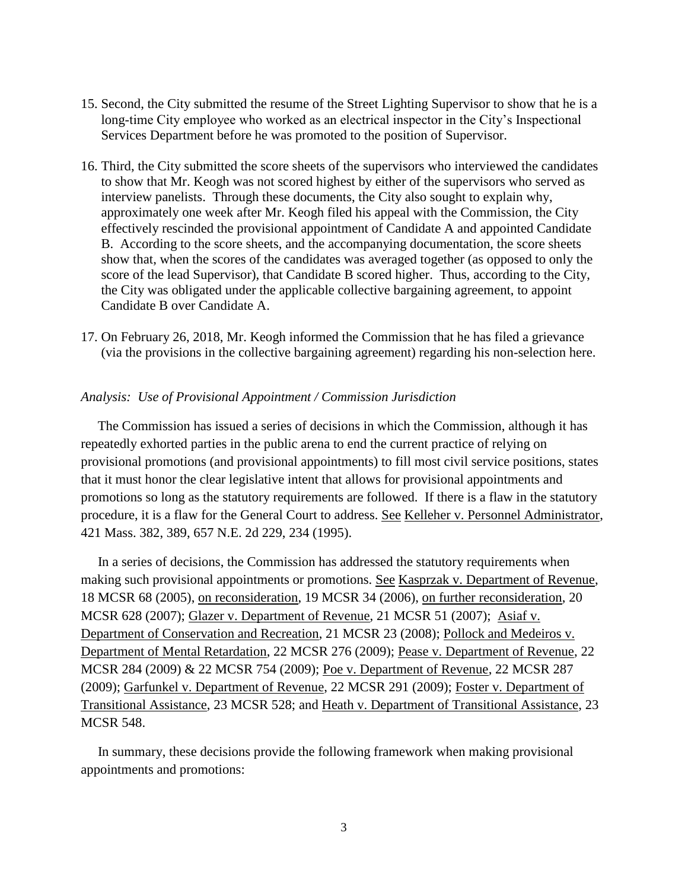15. Second, the City submitted the resume of the Street Lighting Supervisor to show that he is a long-time City employee who worked as an electrical inspector in the City's Inspectional Services Department before he was promoted to the position of Supervisor.

16. Third, the City submitted the score sheets of the supervisors who interviewed the candidates to show that Mr. Keogh was not scored highest by either of the supervisors who served as interview panelists. Through these documents, the City also sought to explain why, approximately one week after Mr. Keogh filed his appeal with the Commission, the City effectively rescinded the provisional appointment of Candidate A and appointed Candidate B. According to the score sheets, and the accompanying documentation, the score sheets show that, when the scores of the candidates was averaged together (as opposed to only the score of the lead Supervisor), that Candidate B scored higher. Thus, according to the City, the City was obligated under the applicable collective bargaining agreement, to appoint Candidate B over Candidate A.

17. On February 26, 2018, Mr. Keogh informed the Commission that he has filed a grievance (via the provisions in the collective bargaining agreement) regarding his non-selection here.

*Analysis: Use of Provisional Appointment / Commission Jurisdiction*

The Commission has issued a series of decisions in which the Commission, although it has repeatedly exhorted parties in the public arena to end the current practice of relying on provisional promotions (and provisional appointments) to fill most civil service positions, states that it must honor the clear legislative intent that allows for provisional appointments and promotions so long as the statutory requirements are followed. If there is a flaw in the statutory procedure, it is a flaw for the General Court to address. See Kelleher v. Personnel Administrator, 421 Mass. 382, 389, 657 N.E. 2d 229, 234 (1995).

In a series of decisions, the Commission has addressed the statutory requirements when making such provisional appointments or promotions. See Kasprzak v. Department of Revenue, 18 MCSR 68 (2005), on reconsideration, 19 MCSR 34 (2006), on further reconsideration, 20 MCSR 628 (2007); Glazer v. Department of Revenue, 21 MCSR 51 (2007); Asiaf v. Department of Conservation and Recreation, 21 MCSR 23 (2008); Pollock and Medeiros v. Department of Mental Retardation, 22 MCSR 276 (2009); Pease v. Department of Revenue, 22 MCSR 284 (2009) & 22 MCSR 754 (2009); Poe v. Department of Revenue, 22 MCSR 287 (2009); Garfunkel v. Department of Revenue, 22 MCSR 291 (2009); Foster v. Department of Transitional Assistance, 23 MCSR 528; and Heath v. Department of Transitional Assistance, 23 MCSR 548.

In summary, these decisions provide the following framework when making provisional appointments and promotions: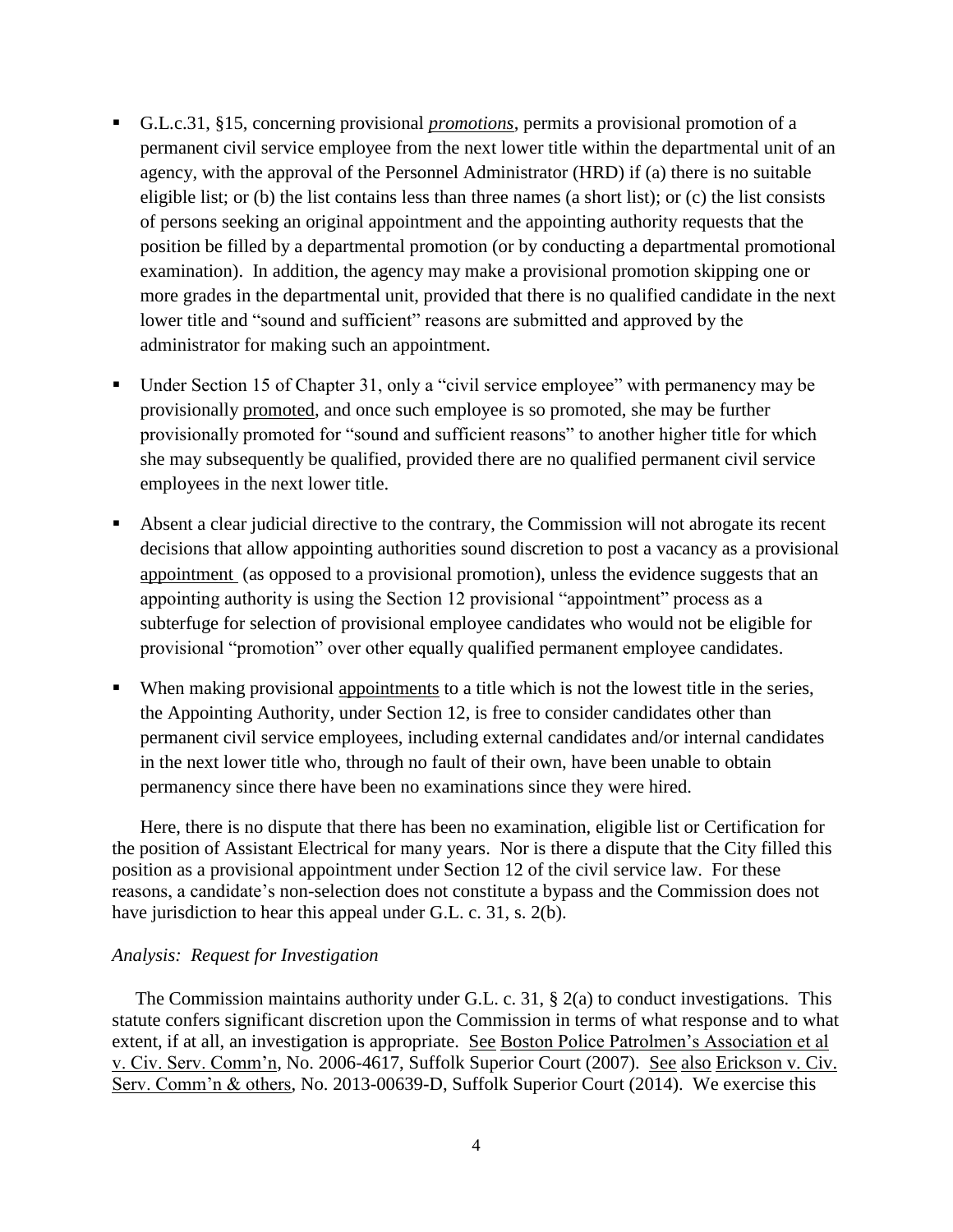- G.L.c.31, §15, concerning provisional ***promotions***, permits a provisional promotion of a permanent civil service employee from the next lower title within the departmental unit of an agency, with the approval of the Personnel Administrator (HRD) if (a) there is no suitable eligible list; or (b) the list contains less than three names (a short list); or (c) the list consists of persons seeking an original appointment and the appointing authority requests that the position be filled by a departmental promotion (or by conducting a departmental promotional examination). In addition, the agency may make a provisional promotion skipping one or more grades in the departmental unit, provided that there is no qualified candidate in the next lower title and "sound and sufficient" reasons are submitted and approved by the administrator for making such an appointment.

- Under Section 15 of Chapter 31, only a "civil service employee" with permanency may be provisionally promoted, and once such employee is so promoted, she may be further provisionally promoted for "sound and sufficient reasons" to another higher title for which she may subsequently be qualified, provided there are no qualified permanent civil service employees in the next lower title.

- Absent a clear judicial directive to the contrary, the Commission will not abrogate its recent decisions that allow appointing authorities sound discretion to post a vacancy as a provisional appointment (as opposed to a provisional promotion), unless the evidence suggests that an appointing authority is using the Section 12 provisional "appointment" process as a subterfuge for selection of provisional employee candidates who would not be eligible for provisional "promotion" over other equally qualified permanent employee candidates.

- When making provisional appointments to a title which is not the lowest title in the series, the Appointing Authority, under Section 12, is free to consider candidates other than permanent civil service employees, including external candidates and/or internal candidates in the next lower title who, through no fault of their own, have been unable to obtain permanency since there have been no examinations since they were hired.

Here, there is no dispute that there has been no examination, eligible list or Certification for the position of Assistant Electrical for many years. Nor is there a dispute that the City filled this position as a provisional appointment under Section 12 of the civil service law. For these reasons, a candidate's non-selection does not constitute a bypass and the Commission does not have jurisdiction to hear this appeal under G.L. c. 31, s. 2(b).

*Analysis: Request for Investigation*

The Commission maintains authority under G.L. c. 31, § 2(a) to conduct investigations. This statute confers significant discretion upon the Commission in terms of what response and to what extent, if at all, an investigation is appropriate. See Boston Police Patrolmen's Association et al v. Civ. Serv. Comm'n, No. 2006-4617, Suffolk Superior Court (2007). See also Erickson v. Civ. Serv. Comm'n & others, No. 2013-00639-D, Suffolk Superior Court (2014). We exercise this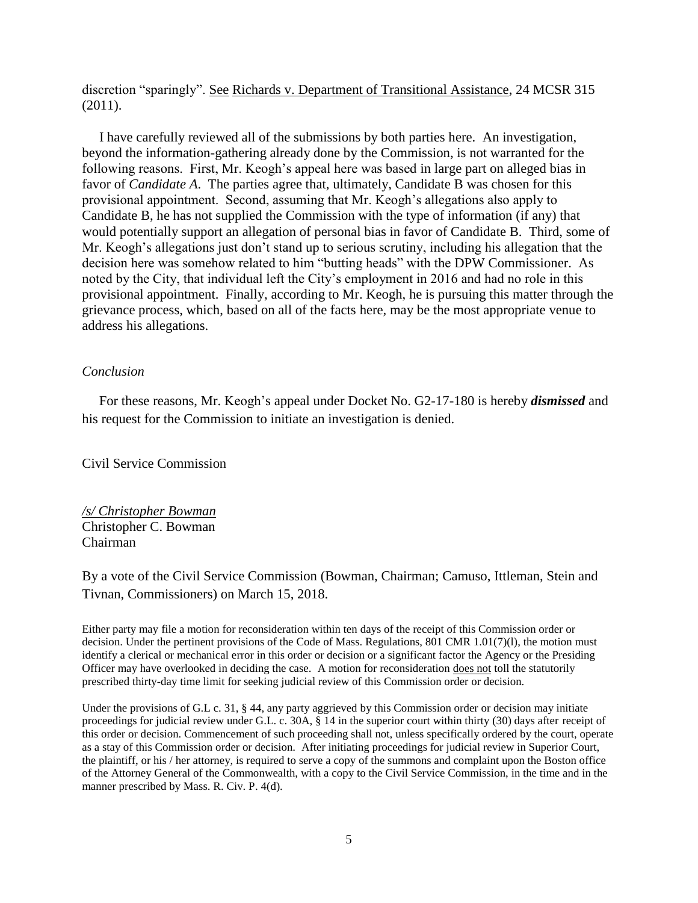discretion "sparingly". See Richards v. Department of Transitional Assistance, 24 MCSR 315 (2011).

I have carefully reviewed all of the submissions by both parties here. An investigation, beyond the information-gathering already done by the Commission, is not warranted for the following reasons. First, Mr. Keogh's appeal here was based in large part on alleged bias in favor of *Candidate A*. The parties agree that, ultimately, Candidate B was chosen for this provisional appointment. Second, assuming that Mr. Keogh's allegations also apply to Candidate B, he has not supplied the Commission with the type of information (if any) that would potentially support an allegation of personal bias in favor of Candidate B. Third, some of Mr. Keogh's allegations just don't stand up to serious scrutiny, including his allegation that the decision here was somehow related to him "butting heads" with the DPW Commissioner. As noted by the City, that individual left the City's employment in 2016 and had no role in this provisional appointment. Finally, according to Mr. Keogh, he is pursuing this matter through the grievance process, which, based on all of the facts here, may be the most appropriate venue to address his allegations.

*Conclusion*

For these reasons, Mr. Keogh's appeal under Docket No. G2-17-180 is hereby ***dismissed*** and his request for the Commission to initiate an investigation is denied.

Civil Service Commission

*/s/ Christopher Bowman*
Christopher C. Bowman
Chairman

By a vote of the Civil Service Commission (Bowman, Chairman; Camuso, Ittleman, Stein and Tivnan, Commissioners) on March 15, 2018.

Either party may file a motion for reconsideration within ten days of the receipt of this Commission order or decision. Under the pertinent provisions of the Code of Mass. Regulations, 801 CMR 1.01(7)(l), the motion must identify a clerical or mechanical error in this order or decision or a significant factor the Agency or the Presiding Officer may have overlooked in deciding the case. A motion for reconsideration does not toll the statutorily prescribed thirty-day time limit for seeking judicial review of this Commission order or decision.

Under the provisions of G.L c. 31, § 44, any party aggrieved by this Commission order or decision may initiate proceedings for judicial review under G.L. c. 30A, § 14 in the superior court within thirty (30) days after receipt of this order or decision. Commencement of such proceeding shall not, unless specifically ordered by the court, operate as a stay of this Commission order or decision. After initiating proceedings for judicial review in Superior Court, the plaintiff, or his / her attorney, is required to serve a copy of the summons and complaint upon the Boston office of the Attorney General of the Commonwealth, with a copy to the Civil Service Commission, in the time and in the manner prescribed by Mass. R. Civ. P. 4(d).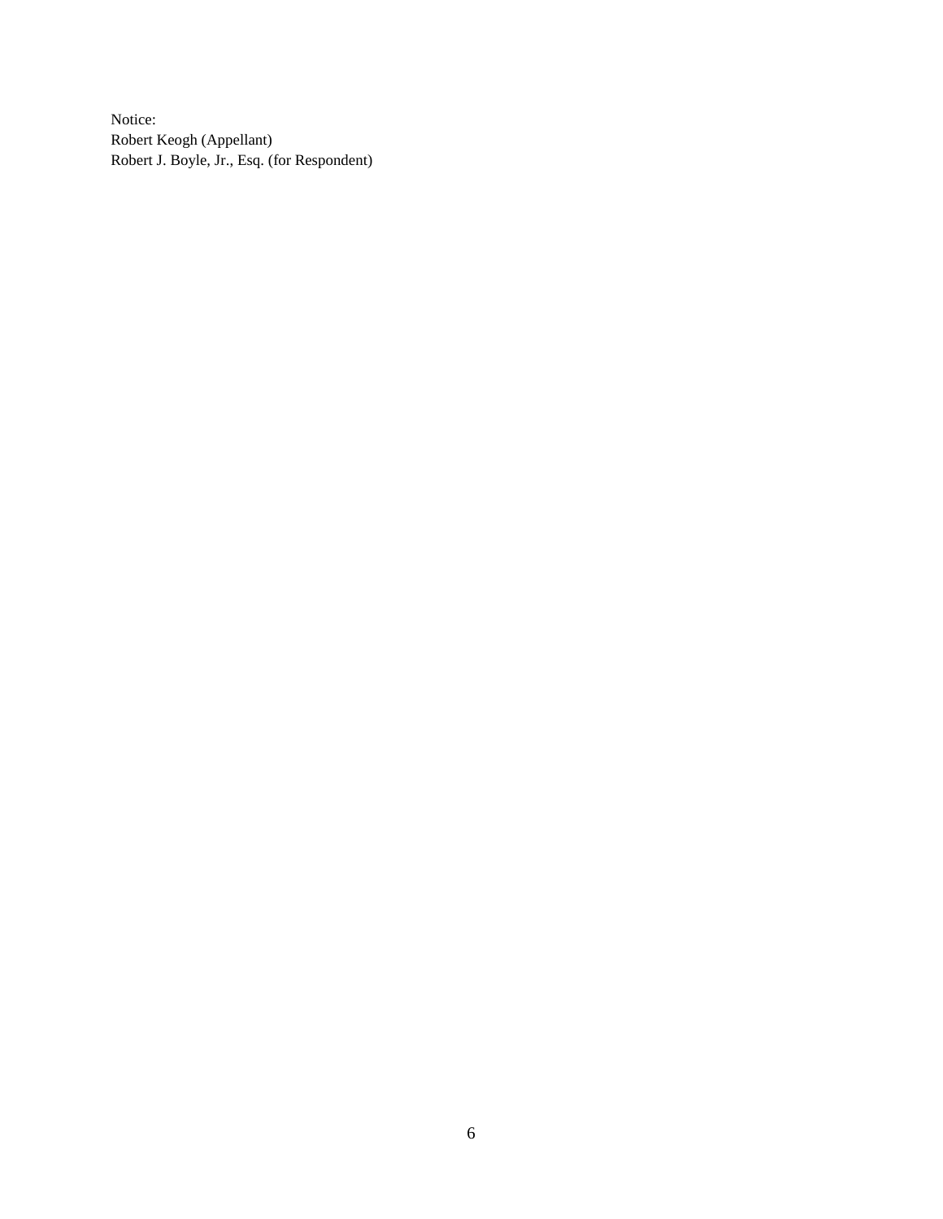Notice:
Robert Keogh (Appellant)
Robert J. Boyle, Jr., Esq. (for Respondent)